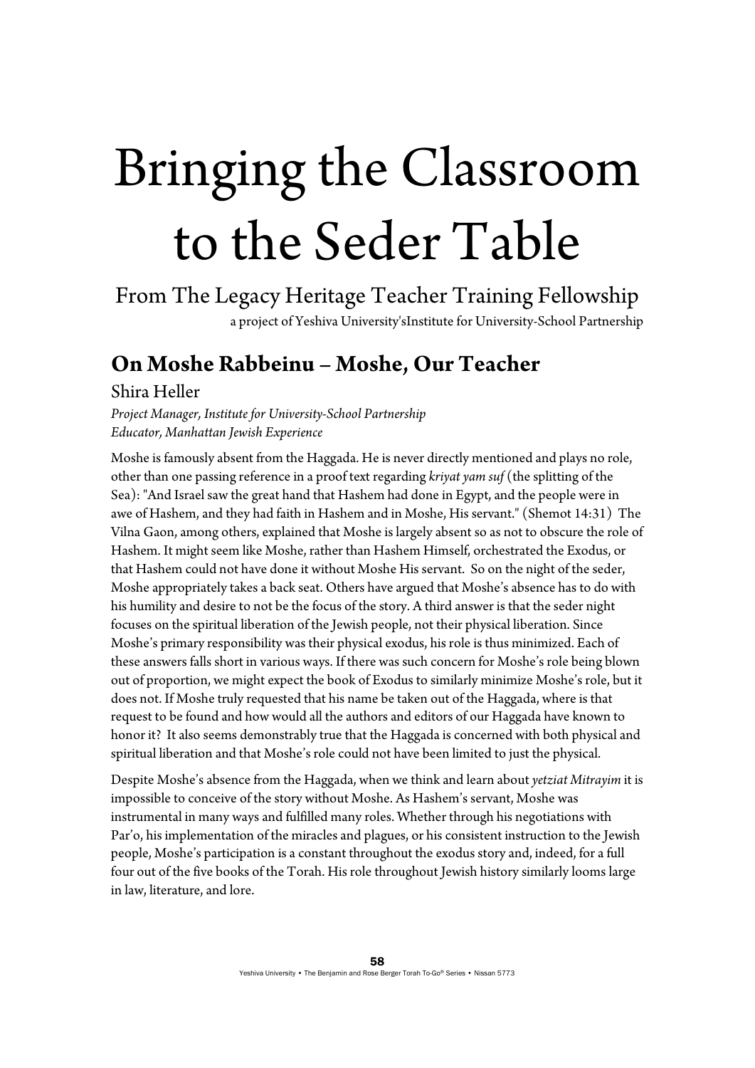# Bringing the Classroom to the Seder Table

From The Legacy Heritage Teacher Training Fellowship

a project of Yeshiva University'sInstitute for University-School Partnership

## On Moshe Rabbeinu – Moshe, Our Teacher

Shira Heller

*Project Manager, Institute for University-School Partnership*
*Educator, Manhattan Jewish Experience*

Moshe is famously absent from the Haggada. He is never directly mentioned and plays no role, other than one passing reference in a proof text regarding *kriyat yam suf* (the splitting of the Sea): "And Israel saw the great hand that Hashem had done in Egypt, and the people were in awe of Hashem, and they had faith in Hashem and in Moshe, His servant." (Shemot 14:31) The Vilna Gaon, among others, explained that Moshe is largely absent so as not to obscure the role of Hashem. It might seem like Moshe, rather than Hashem Himself, orchestrated the Exodus, or that Hashem could not have done it without Moshe His servant. So on the night of the seder, Moshe appropriately takes a back seat. Others have argued that Moshe's absence has to do with his humility and desire to not be the focus of the story. A third answer is that the seder night focuses on the spiritual liberation of the Jewish people, not their physical liberation. Since Moshe's primary responsibility was their physical exodus, his role is thus minimized. Each of these answers falls short in various ways. If there was such concern for Moshe's role being blown out of proportion, we might expect the book of Exodus to similarly minimize Moshe's role, but it does not. If Moshe truly requested that his name be taken out of the Haggada, where is that request to be found and how would all the authors and editors of our Haggada have known to honor it? It also seems demonstrably true that the Haggada is concerned with both physical and spiritual liberation and that Moshe's role could not have been limited to just the physical.

Despite Moshe's absence from the Haggada, when we think and learn about *yetziat Mitrayim* it is impossible to conceive of the story without Moshe. As Hashem's servant, Moshe was instrumental in many ways and fulfilled many roles. Whether through his negotiations with Par'o, his implementation of the miracles and plagues, or his consistent instruction to the Jewish people, Moshe's participation is a constant throughout the exodus story and, indeed, for a full four out of the five books of the Torah. His role throughout Jewish history similarly looms large in law, literature, and lore.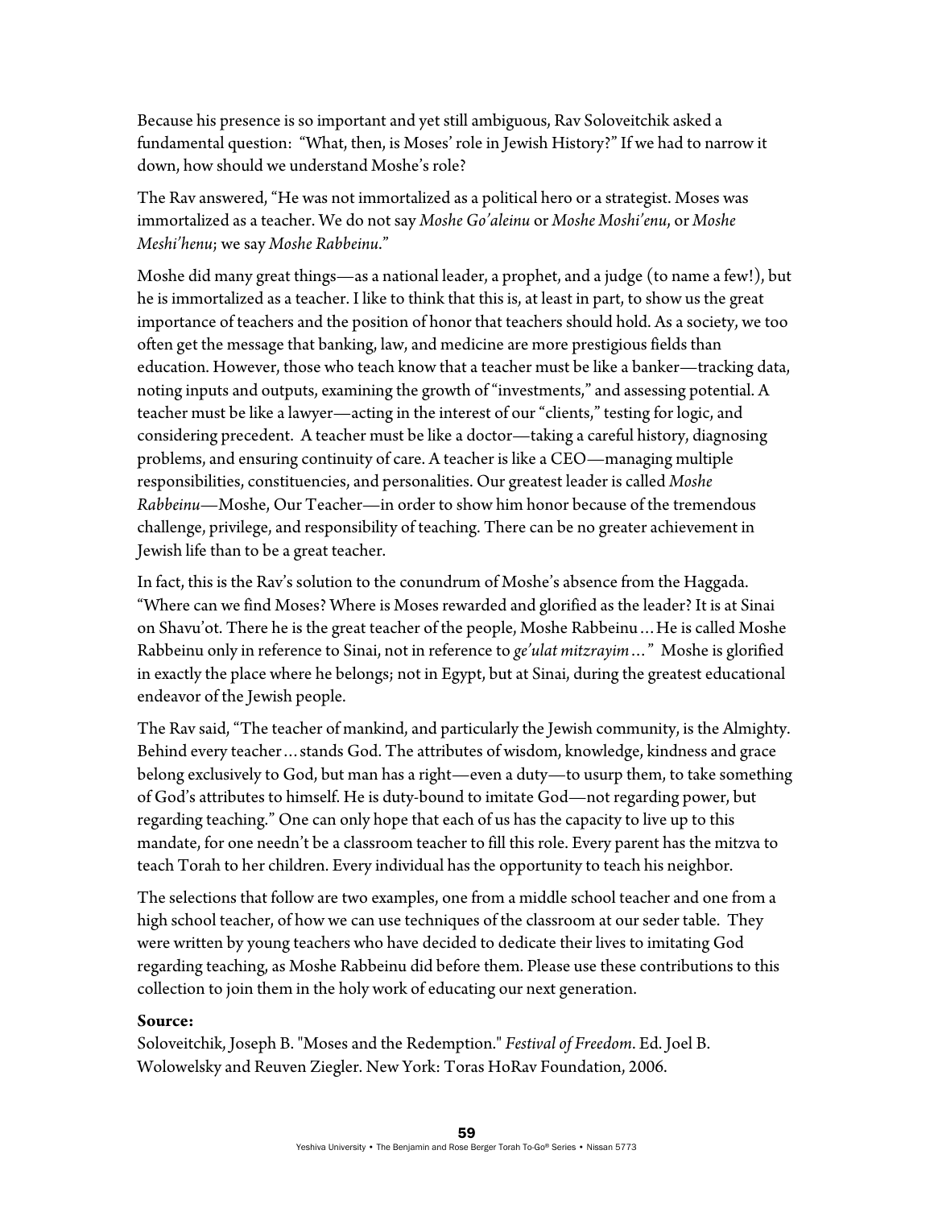Because his presence is so important and yet still ambiguous, Rav Soloveitchik asked a fundamental question: "What, then, is Moses' role in Jewish History?" If we had to narrow it down, how should we understand Moshe's role?

The Rav answered, "He was not immortalized as a political hero or a strategist. Moses was immortalized as a teacher. We do not say *Moshe Go'aleinu* or *Moshe Moshi'enu*, or *Moshe Meshi'henu*; we say *Moshe Rabbeinu*."

Moshe did many great things—as a national leader, a prophet, and a judge (to name a few!), but he is immortalized as a teacher. I like to think that this is, at least in part, to show us the great importance of teachers and the position of honor that teachers should hold. As a society, we too often get the message that banking, law, and medicine are more prestigious fields than education. However, those who teach know that a teacher must be like a banker—tracking data, noting inputs and outputs, examining the growth of "investments," and assessing potential. A teacher must be like a lawyer—acting in the interest of our "clients," testing for logic, and considering precedent. A teacher must be like a doctor—taking a careful history, diagnosing problems, and ensuring continuity of care. A teacher is like a CEO—managing multiple responsibilities, constituencies, and personalities. Our greatest leader is called *Moshe Rabbeinu*—Moshe, Our Teacher—in order to show him honor because of the tremendous challenge, privilege, and responsibility of teaching. There can be no greater achievement in Jewish life than to be a great teacher.

In fact, this is the Rav's solution to the conundrum of Moshe's absence from the Haggada. "Where can we find Moses? Where is Moses rewarded and glorified as the leader? It is at Sinai on Shavu'ot. There he is the great teacher of the people, Moshe Rabbeinu ... He is called Moshe Rabbeinu only in reference to Sinai, not in reference to *ge'ulat mitzrayim* ..." Moshe is glorified in exactly the place where he belongs; not in Egypt, but at Sinai, during the greatest educational endeavor of the Jewish people.

The Rav said, "The teacher of mankind, and particularly the Jewish community, is the Almighty. Behind every teacher ... stands God. The attributes of wisdom, knowledge, kindness and grace belong exclusively to God, but man has a right—even a duty—to usurp them, to take something of God's attributes to himself. He is duty-bound to imitate God—not regarding power, but regarding teaching." One can only hope that each of us has the capacity to live up to this mandate, for one needn't be a classroom teacher to fill this role. Every parent has the mitzva to teach Torah to her children. Every individual has the opportunity to teach his neighbor.

The selections that follow are two examples, one from a middle school teacher and one from a high school teacher, of how we can use techniques of the classroom at our seder table. They were written by young teachers who have decided to dedicate their lives to imitating God regarding teaching, as Moshe Rabbeinu did before them. Please use these contributions to this collection to join them in the holy work of educating our next generation.

**Source:**
Soloveitchik, Joseph B. "Moses and the Redemption." *Festival of Freedom*. Ed. Joel B. Wolowelsky and Reuven Ziegler. New York: Toras HoRav Foundation, 2006.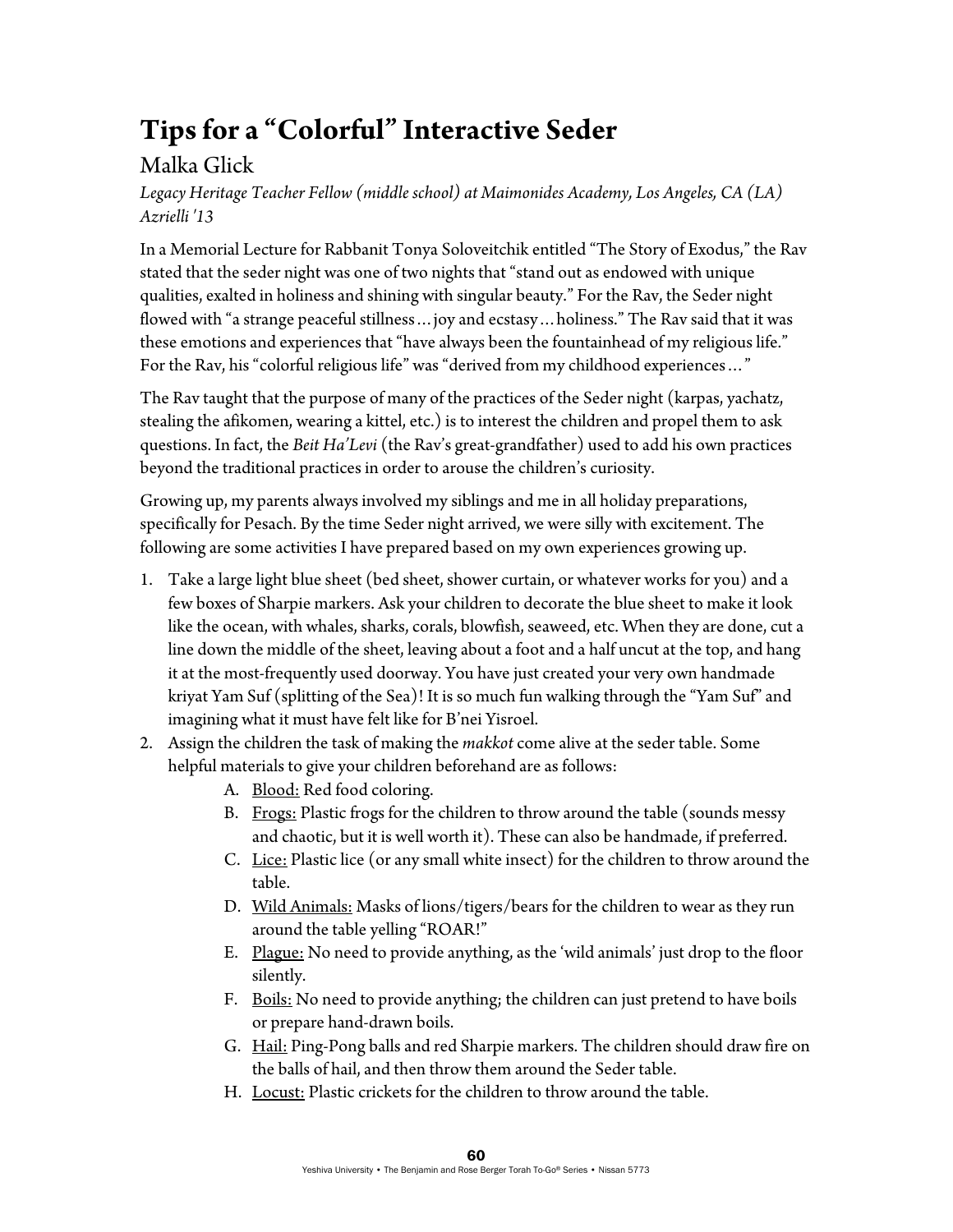# Tips for a "Colorful" Interactive Seder

## Malka Glick

*Legacy Heritage Teacher Fellow (middle school) at Maimonides Academy, Los Angeles, CA (LA) Azrielli '13*

In a Memorial Lecture for Rabbanit Tonya Soloveitchik entitled "The Story of Exodus," the Rav stated that the seder night was one of two nights that "stand out as endowed with unique qualities, exalted in holiness and shining with singular beauty." For the Rav, the Seder night flowed with "a strange peaceful stillness… joy and ecstasy… holiness." The Rav said that it was these emotions and experiences that "have always been the fountainhead of my religious life." For the Rav, his "colorful religious life" was "derived from my childhood experiences…"

The Rav taught that the purpose of many of the practices of the Seder night (karpas, yachatz, stealing the afikomen, wearing a kittel, etc.) is to interest the children and propel them to ask questions. In fact, the *Beit Ha'Levi* (the Rav's great-grandfather) used to add his own practices beyond the traditional practices in order to arouse the children's curiosity.

Growing up, my parents always involved my siblings and me in all holiday preparations, specifically for Pesach. By the time Seder night arrived, we were silly with excitement. The following are some activities I have prepared based on my own experiences growing up.

1. Take a large light blue sheet (bed sheet, shower curtain, or whatever works for you) and a few boxes of Sharpie markers. Ask your children to decorate the blue sheet to make it look like the ocean, with whales, sharks, corals, blowfish, seaweed, etc. When they are done, cut a line down the middle of the sheet, leaving about a foot and a half uncut at the top, and hang it at the most-frequently used doorway. You have just created your very own handmade kriyat Yam Suf (splitting of the Sea)! It is so much fun walking through the "Yam Suf" and imagining what it must have felt like for B'nei Yisroel.
2. Assign the children the task of making the *makkot* come alive at the seder table. Some helpful materials to give your children beforehand are as follows:
   - A. Blood: Red food coloring.
   - B. Frogs: Plastic frogs for the children to throw around the table (sounds messy and chaotic, but it is well worth it). These can also be handmade, if preferred.
   - C. Lice: Plastic lice (or any small white insect) for the children to throw around the table.
   - D. Wild Animals: Masks of lions/tigers/bears for the children to wear as they run around the table yelling "ROAR!"
   - E. Plague: No need to provide anything, as the 'wild animals' just drop to the floor silently.
   - F. Boils: No need to provide anything; the children can just pretend to have boils or prepare hand-drawn boils.
   - G. Hail: Ping-Pong balls and red Sharpie markers. The children should draw fire on the balls of hail, and then throw them around the Seder table.
   - H. Locust: Plastic crickets for the children to throw around the table.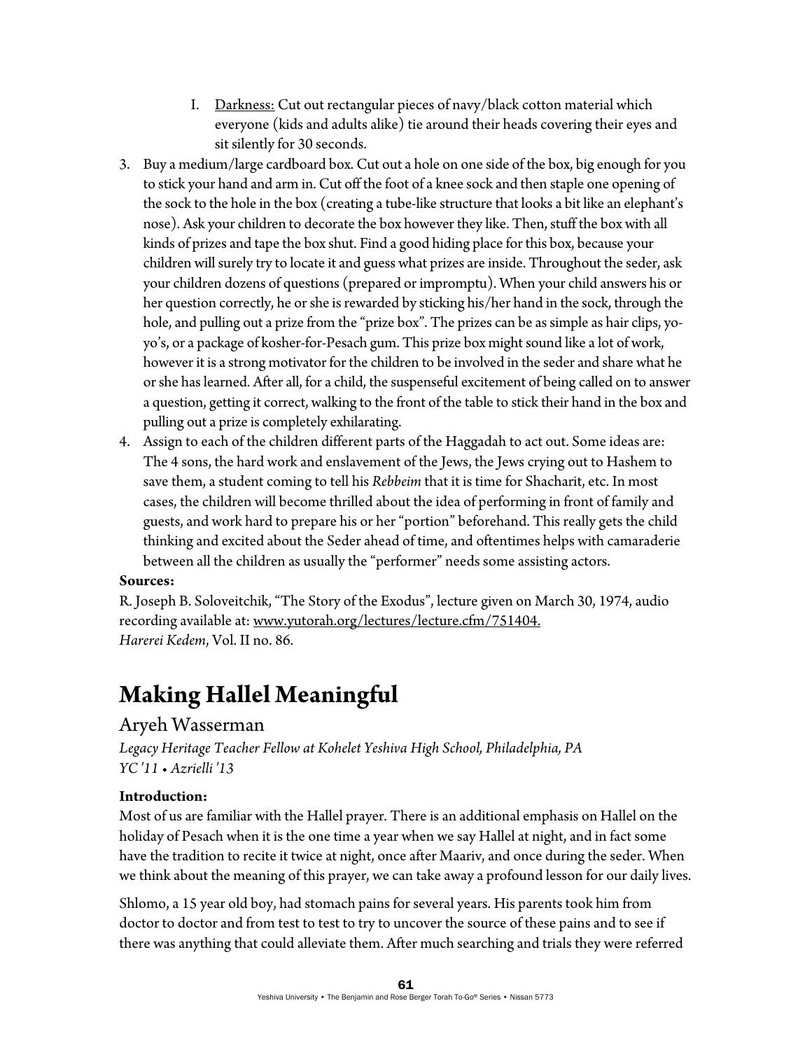I. Darkness: Cut out rectangular pieces of navy/black cotton material which everyone (kids and adults alike) tie around their heads covering their eyes and sit silently for 30 seconds.

3. Buy a medium/large cardboard box. Cut out a hole on one side of the box, big enough for you to stick your hand and arm in. Cut off the foot of a knee sock and then staple one opening of the sock to the hole in the box (creating a tube-like structure that looks a bit like an elephant's nose). Ask your children to decorate the box however they like. Then, stuff the box with all kinds of prizes and tape the box shut. Find a good hiding place for this box, because your children will surely try to locate it and guess what prizes are inside. Throughout the seder, ask your children dozens of questions (prepared or impromptu). When your child answers his or her question correctly, he or she is rewarded by sticking his/her hand in the sock, through the hole, and pulling out a prize from the "prize box". The prizes can be as simple as hair clips, yo-yo's, or a package of kosher-for-Pesach gum. This prize box might sound like a lot of work, however it is a strong motivator for the children to be involved in the seder and share what he or she has learned. After all, for a child, the suspenseful excitement of being called on to answer a question, getting it correct, walking to the front of the table to stick their hand in the box and pulling out a prize is completely exhilarating.
4. Assign to each of the children different parts of the Haggadah to act out. Some ideas are: The 4 sons, the hard work and enslavement of the Jews, the Jews crying out to Hashem to save them, a student coming to tell his *Rebbeim* that it is time for Shacharit, etc. In most cases, the children will become thrilled about the idea of performing in front of family and guests, and work hard to prepare his or her "portion" beforehand. This really gets the child thinking and excited about the Seder ahead of time, and oftentimes helps with camaraderie between all the children as usually the "performer" needs some assisting actors.

**Sources:**

R. Joseph B. Soloveitchik, "The Story of the Exodus", lecture given on March 30, 1974, audio recording available at: www.yutorah.org/lectures/lecture.cfm/751404.
*Harerei Kedem*, Vol. II no. 86.

# Making Hallel Meaningful

## Aryeh Wasserman

*Legacy Heritage Teacher Fellow at Kohelet Yeshiva High School, Philadelphia, PA*
*YC '11 • Azrielli '13*

**Introduction:**

Most of us are familiar with the Hallel prayer. There is an additional emphasis on Hallel on the holiday of Pesach when it is the one time a year when we say Hallel at night, and in fact some have the tradition to recite it twice at night, once after Maariv, and once during the seder. When we think about the meaning of this prayer, we can take away a profound lesson for our daily lives.

Shlomo, a 15 year old boy, had stomach pains for several years. His parents took him from doctor to doctor and from test to test to try to uncover the source of these pains and to see if there was anything that could alleviate them. After much searching and trials they were referred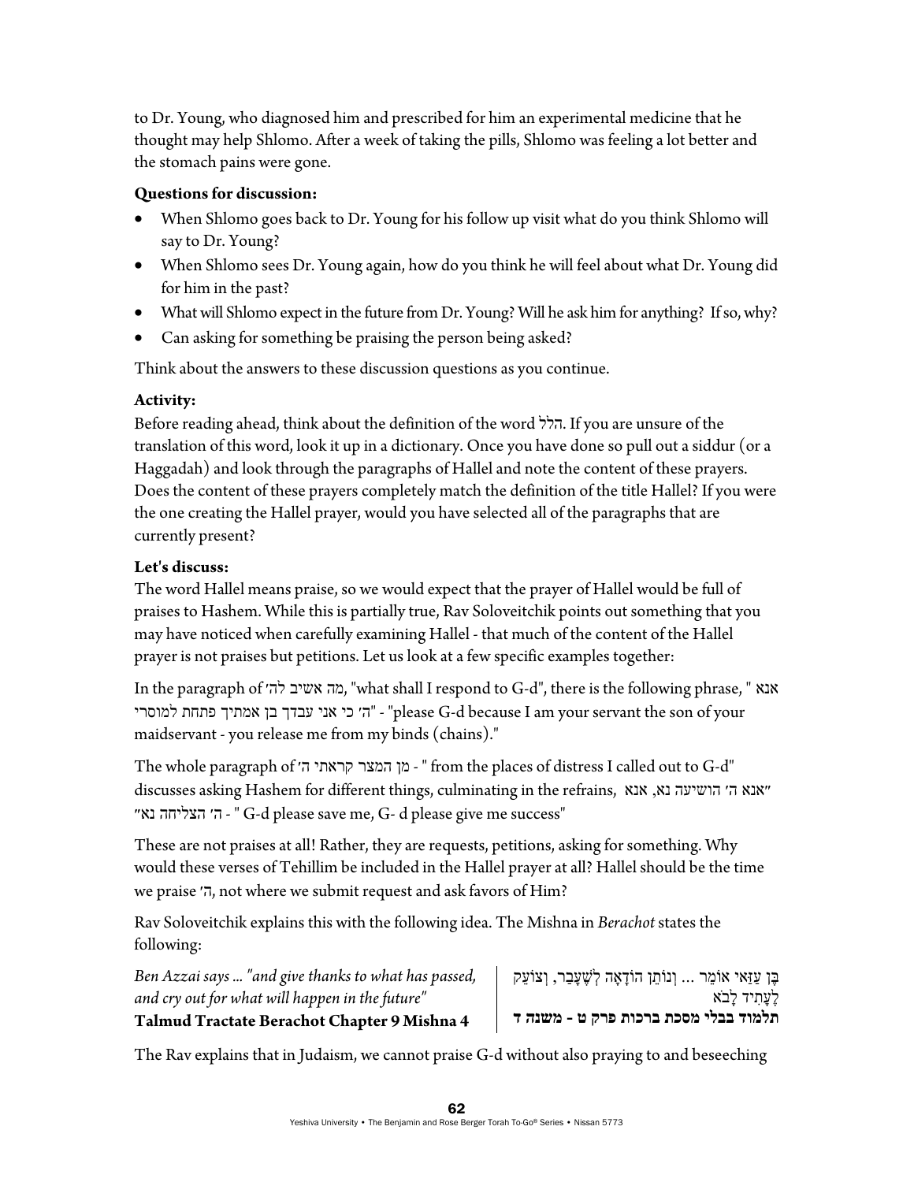to Dr. Young, who diagnosed him and prescribed for him an experimental medicine that he thought may help Shlomo. After a week of taking the pills, Shlomo was feeling a lot better and the stomach pains were gone.

**Questions for discussion:**

- When Shlomo goes back to Dr. Young for his follow up visit what do you think Shlomo will say to Dr. Young?
- When Shlomo sees Dr. Young again, how do you think he will feel about what Dr. Young did for him in the past?
- What will Shlomo expect in the future from Dr. Young? Will he ask him for anything? If so, why?
- Can asking for something be praising the person being asked?

Think about the answers to these discussion questions as you continue.

**Activity:**

Before reading ahead, think about the definition of the word הלל. If you are unsure of the translation of this word, look it up in a dictionary. Once you have done so pull out a siddur (or a Haggadah) and look through the paragraphs of Hallel and note the content of these prayers. Does the content of these prayers completely match the definition of the title Hallel? If you were the one creating the Hallel prayer, would you have selected all of the paragraphs that are currently present?

**Let's discuss:**

The word Hallel means praise, so we would expect that the prayer of Hallel would be full of praises to Hashem. While this is partially true, Rav Soloveitchik points out something that you may have noticed when carefully examining Hallel - that much of the content of the Hallel prayer is not praises but petitions. Let us look at a few specific examples together:

In the paragraph of מה אשיב לה׳, "what shall I respond to G-d", there is the following phrase, " אנא ה׳ כי אני עבדך בן אמתיך פתחת למוסרי" - "please G-d because I am your servant the son of your maidservant - you release me from my binds (chains)."

The whole paragraph of מן המצר קראתי ה׳ - " from the places of distress I called out to G-d" discusses asking Hashem for different things, culminating in the refrains, "אנא ה׳ הושיעה נא, אנא ה׳ הצליחה נא" - " G-d please save me, G- d please give me success"

These are not praises at all! Rather, they are requests, petitions, asking for something. Why would these verses of Tehillim be included in the Hallel prayer at all? Hallel should be the time we praise ה׳, not where we submit request and ask favors of Him?

Rav Soloveitchik explains this with the following idea. The Mishna in *Berachot* states the following:

| | |
|---|---|
| *Ben Azzai says ... "and give thanks to what has passed, and cry out for what will happen in the future"* **Talmud Tractate Berachot Chapter 9 Mishna 4** | בֶּן עַזַּאי אוֹמֵר ... וְנוֹתֵן הוֹדָאָה לְשֶׁעָבַר, וְצוֹעֵק לֶעָתִיד לָבֹא **תלמוד בבלי מסכת ברכות פרק ט - משנה ד** |

The Rav explains that in Judaism, we cannot praise G-d without also praying to and beseeching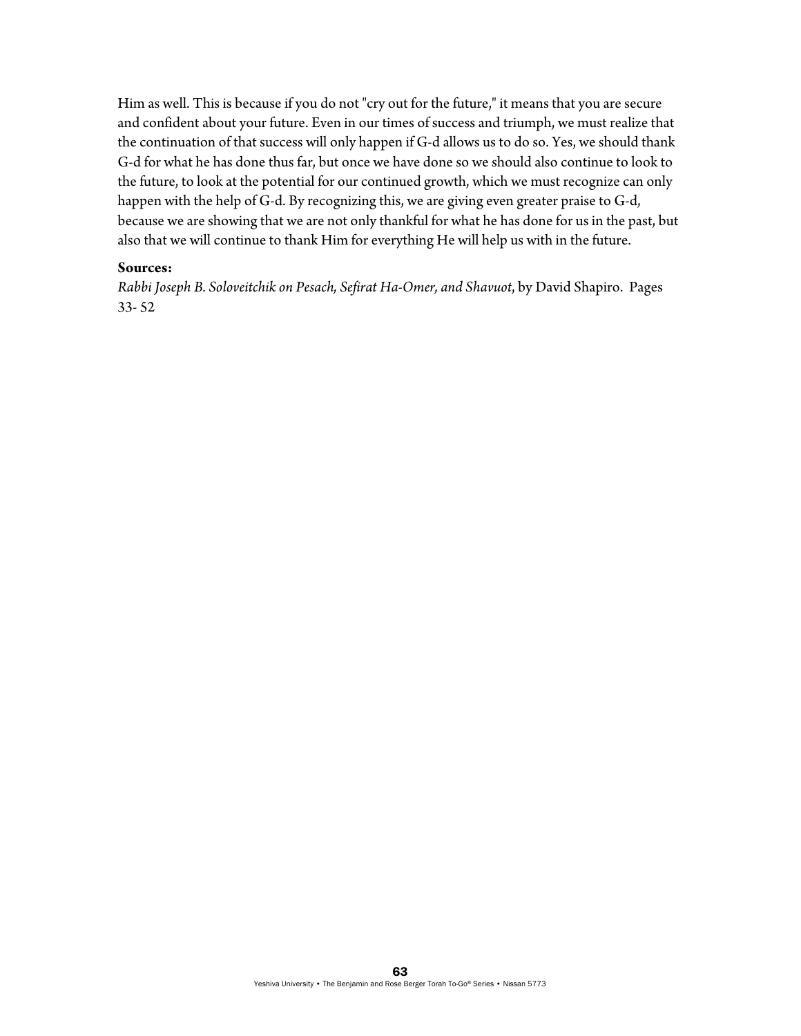Him as well. This is because if you do not "cry out for the future," it means that you are secure and confident about your future. Even in our times of success and triumph, we must realize that the continuation of that success will only happen if G-d allows us to do so. Yes, we should thank G-d for what he has done thus far, but once we have done so we should also continue to look to the future, to look at the potential for our continued growth, which we must recognize can only happen with the help of G-d. By recognizing this, we are giving even greater praise to G-d, because we are showing that we are not only thankful for what he has done for us in the past, but also that we will continue to thank Him for everything He will help us with in the future.

**Sources:**

*Rabbi Joseph B. Soloveitchik on Pesach, Sefirat Ha-Omer, and Shavuot*, by David Shapiro. Pages 33- 52